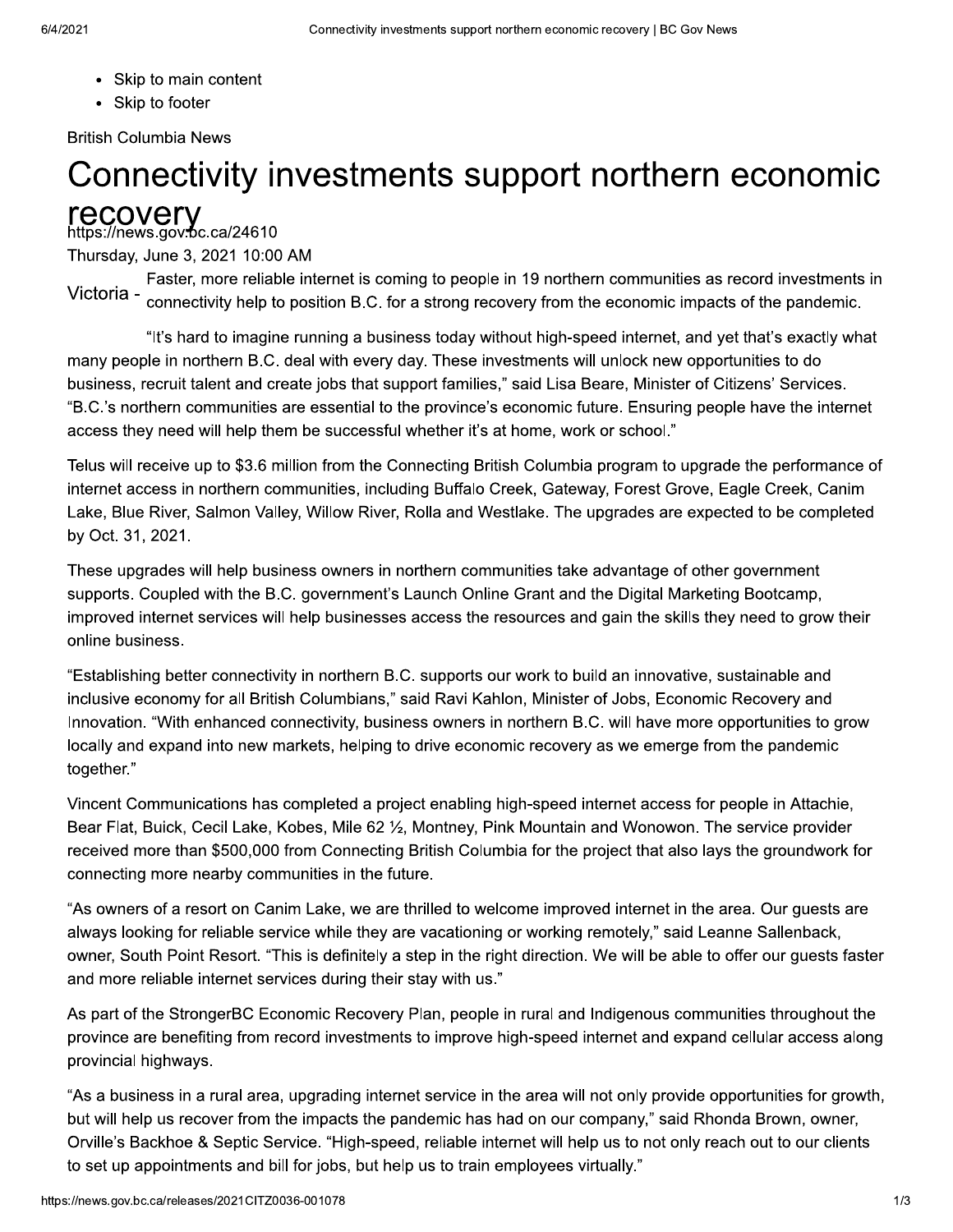- Skip to main content
- Skip to footer

British Columbia News

# Connectivity investments support northern economic recovery

https://news.gov.bc.ca/24610

Thursday, June 3, 2021 10:00 AM

Victoria - Faster, more reliable internet is coming to people in 19 northern communities as record investments in connectivity help to position B.C. for a strong recovery from the economic impacts of the pandemic.

"It's hard to imagine running a business today without high-speed internet, and yet that's exactly what many people in northern B.C. deal with every day. These investments will unlock new opportunities to do business, recruit talent and create jobs that support families," said Lisa Beare, Minister of Citizens' Services. "B.C.'s northern communities are essential to the province's economic future. Ensuring people have the internet access they need will help them be successful whether it's at home, work or school."

Telus will receive up to $3.6 million from the Connecting British Columbia program to upgrade the performance of internet access in northern communities, including Buffalo Creek, Gateway, Forest Grove, Eagle Creek, Canim Lake, Blue River, Salmon Valley, Willow River, Rolla and Westlake. The upgrades are expected to be completed by Oct. 31, 2021.

These upgrades will help business owners in northern communities take advantage of other government supports. Coupled with the B.C. government's Launch Online Grant and the Digital Marketing Bootcamp, improved internet services will help businesses access the resources and gain the skills they need to grow their online business.

"Establishing better connectivity in northern B.C. supports our work to build an innovative, sustainable and inclusive economy for all British Columbians," said Ravi Kahlon, Minister of Jobs, Economic Recovery and Innovation. "With enhanced connectivity, business owners in northern B.C. will have more opportunities to grow locally and expand into new markets, helping to drive economic recovery as we emerge from the pandemic together."

Vincent Communications has completed a project enabling high-speed internet access for people in Attachie, Bear Flat, Buick, Cecil Lake, Kobes, Mile 62 ½, Montney, Pink Mountain and Wonowon. The service provider received more than $500,000 from Connecting British Columbia for the project that also lays the groundwork for connecting more nearby communities in the future.

"As owners of a resort on Canim Lake, we are thrilled to welcome improved internet in the area. Our guests are always looking for reliable service while they are vacationing or working remotely," said Leanne Sallenback, owner, South Point Resort. "This is definitely a step in the right direction. We will be able to offer our guests faster and more reliable internet services during their stay with us."

As part of the StrongerBC Economic Recovery Plan, people in rural and Indigenous communities throughout the province are benefiting from record investments to improve high-speed internet and expand cellular access along provincial highways.

"As a business in a rural area, upgrading internet service in the area will not only provide opportunities for growth, but will help us recover from the impacts the pandemic has had on our company," said Rhonda Brown, owner, Orville's Backhoe & Septic Service. "High-speed, reliable internet will help us to not only reach out to our clients to set up appointments and bill for jobs, but help us to train employees virtually."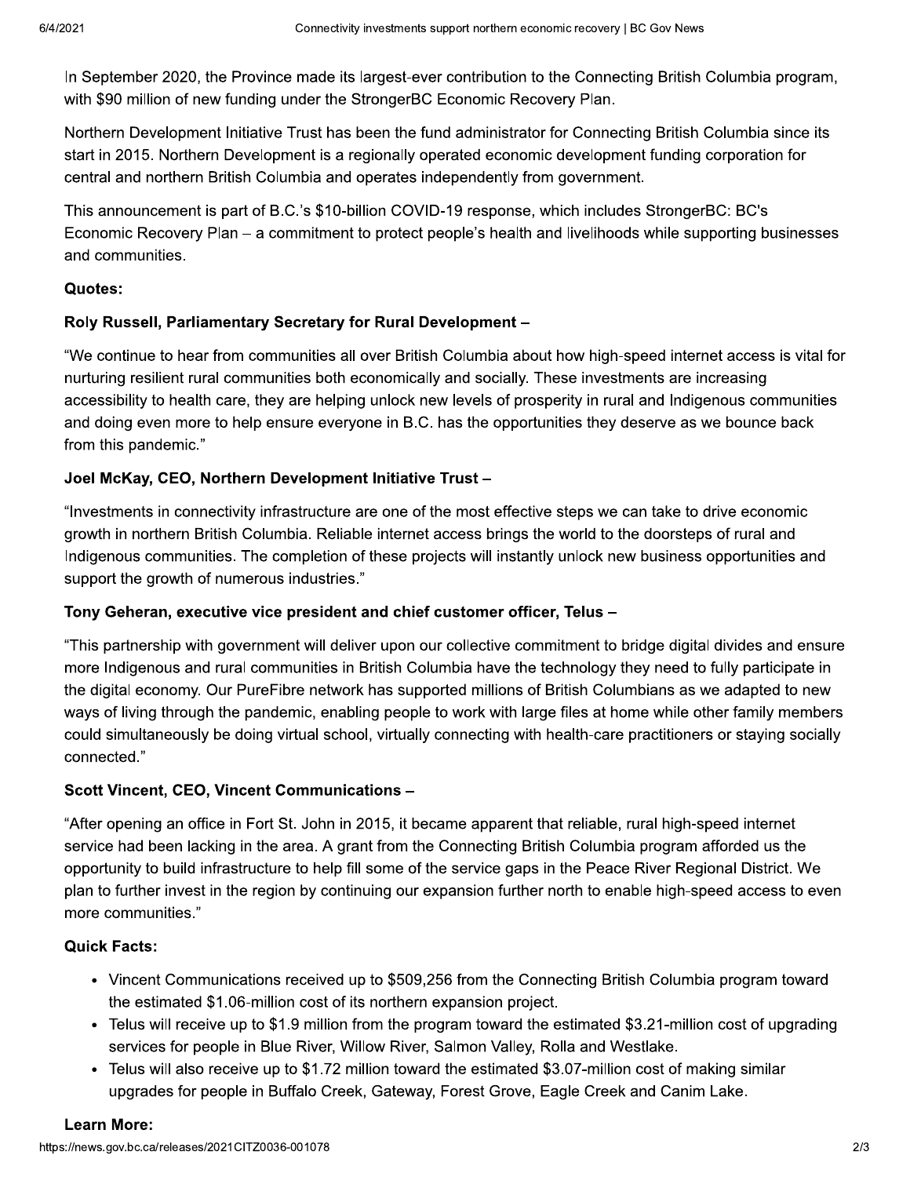In September 2020, the Province made its largest-ever contribution to the Connecting British Columbia program, with $90 million of new funding under the StrongerBC Economic Recovery Plan.

Northern Development Initiative Trust has been the fund administrator for Connecting British Columbia since its start in 2015. Northern Development is a regionally operated economic development funding corporation for central and northern British Columbia and operates independently from government.

This announcement is part of B.C.'s $10-billion COVID-19 response, which includes StrongerBC: BC's Economic Recovery Plan – a commitment to protect people's health and livelihoods while supporting businesses and communities.

**Quotes:**

**Roly Russell, Parliamentary Secretary for Rural Development –**

"We continue to hear from communities all over British Columbia about how high-speed internet access is vital for nurturing resilient rural communities both economically and socially. These investments are increasing accessibility to health care, they are helping unlock new levels of prosperity in rural and Indigenous communities and doing even more to help ensure everyone in B.C. has the opportunities they deserve as we bounce back from this pandemic."

**Joel McKay, CEO, Northern Development Initiative Trust –**

"Investments in connectivity infrastructure are one of the most effective steps we can take to drive economic growth in northern British Columbia. Reliable internet access brings the world to the doorsteps of rural and Indigenous communities. The completion of these projects will instantly unlock new business opportunities and support the growth of numerous industries."

**Tony Geheran, executive vice president and chief customer officer, Telus –**

"This partnership with government will deliver upon our collective commitment to bridge digital divides and ensure more Indigenous and rural communities in British Columbia have the technology they need to fully participate in the digital economy. Our PureFibre network has supported millions of British Columbians as we adapted to new ways of living through the pandemic, enabling people to work with large files at home while other family members could simultaneously be doing virtual school, virtually connecting with health-care practitioners or staying socially connected."

**Scott Vincent, CEO, Vincent Communications –**

"After opening an office in Fort St. John in 2015, it became apparent that reliable, rural high-speed internet service had been lacking in the area. A grant from the Connecting British Columbia program afforded us the opportunity to build infrastructure to help fill some of the service gaps in the Peace River Regional District. We plan to further invest in the region by continuing our expansion further north to enable high-speed access to even more communities."

**Quick Facts:**

- Vincent Communications received up to $509,256 from the Connecting British Columbia program toward the estimated $1.06-million cost of its northern expansion project.
- Telus will receive up to $1.9 million from the program toward the estimated $3.21-million cost of upgrading services for people in Blue River, Willow River, Salmon Valley, Rolla and Westlake.
- Telus will also receive up to $1.72 million toward the estimated $3.07-million cost of making similar upgrades for people in Buffalo Creek, Gateway, Forest Grove, Eagle Creek and Canim Lake.

**Learn More:**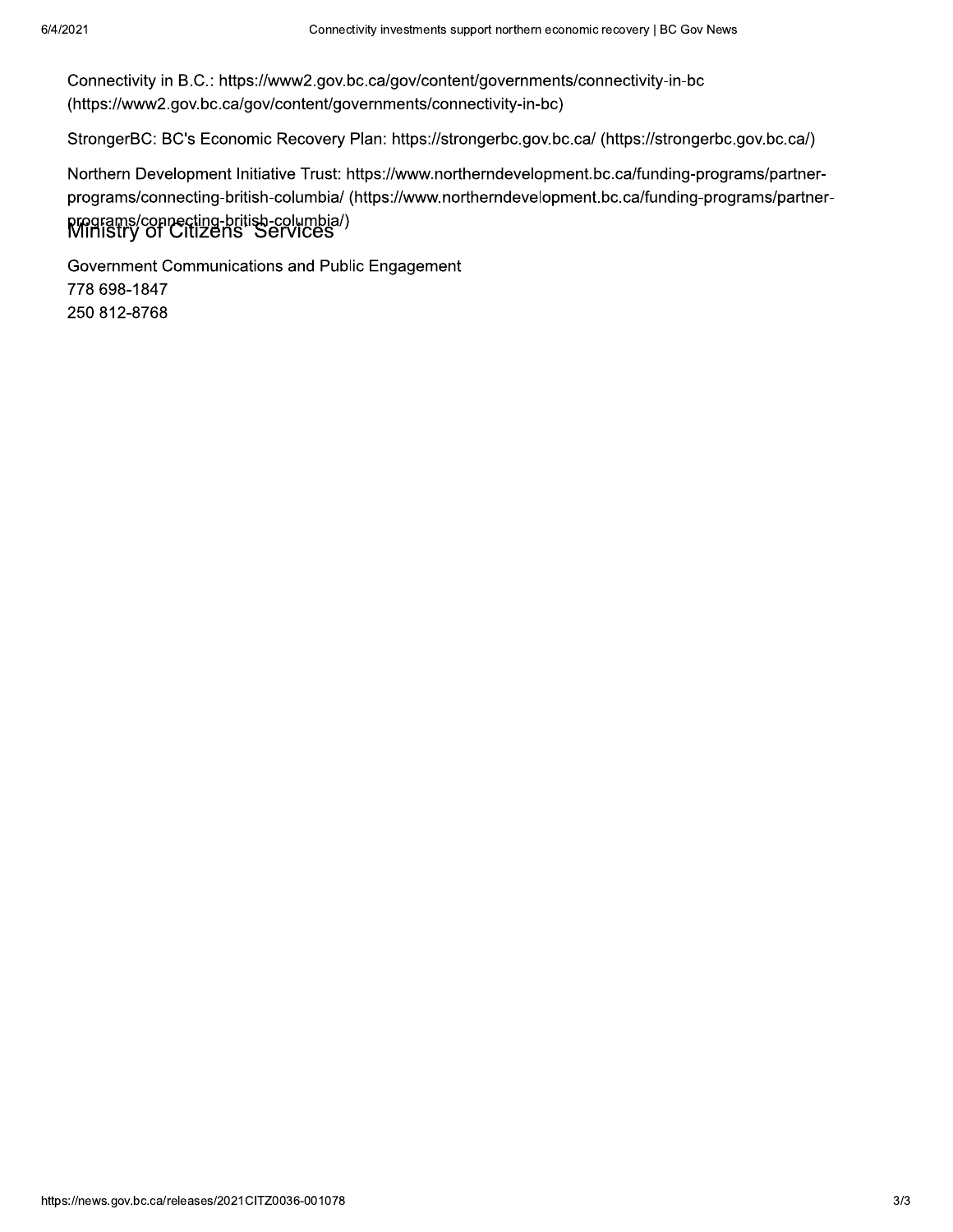Connectivity in B.C.: https://www2.gov.bc.ca/gov/content/governments/connectivity-in-bc (https://www2.gov.bc.ca/gov/content/governments/connectivity-in-bc)

StrongerBC: BC's Economic Recovery Plan: https://strongerbc.gov.bc.ca/ (https://strongerbc.gov.bc.ca/)

Northern Development Initiative Trust: https://www.northerndevelopment.bc.ca/funding-programs/partner-programs/connecting-british-columbia/ (https://www.northerndevelopment.bc.ca/funding-programs/partner-programs/connecting-british-columbia/)

## Ministry of Citizens' Services

Government Communications and Public Engagement
778 698-1847
250 812-8768